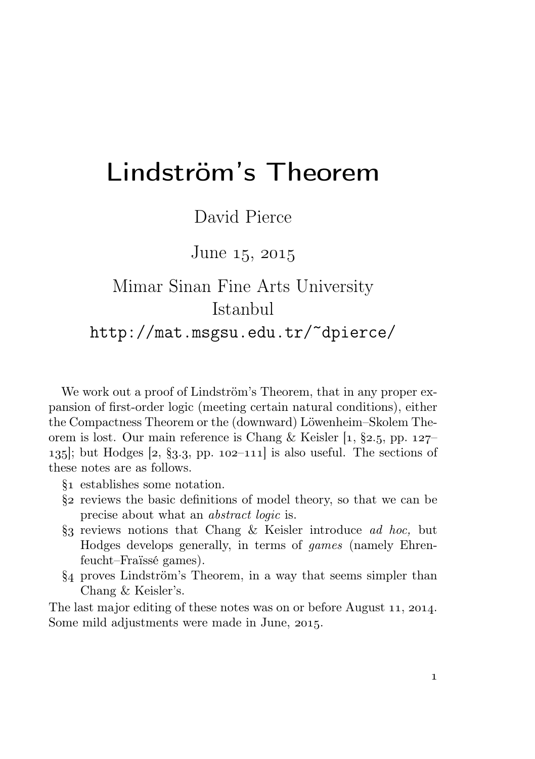# Lindström's Theorem

David Pierce

June 15, 2015

Mimar Sinan Fine Arts University
Istanbul
http://mat.msgsu.edu.tr/~dpierce/

We work out a proof of Lindström's Theorem, that in any proper expansion of first-order logic (meeting certain natural conditions), either the Compactness Theorem or the (downward) Löwenheim–Skolem Theorem is lost. Our main reference is Chang & Keisler [1, §2.5, pp. 127–135]; but Hodges [2, §3.3, pp. 102–111] is also useful. The sections of these notes are as follows.

- §1 establishes some notation.
- §2 reviews the basic definitions of model theory, so that we can be precise about what an *abstract logic* is.
- §3 reviews notions that Chang & Keisler introduce *ad hoc,* but Hodges develops generally, in terms of *games* (namely Ehrenfeucht–Fraïssé games).
- §4 proves Lindström's Theorem, in a way that seems simpler than Chang & Keisler's.

The last major editing of these notes was on or before August 11, 2014. Some mild adjustments were made in June, 2015.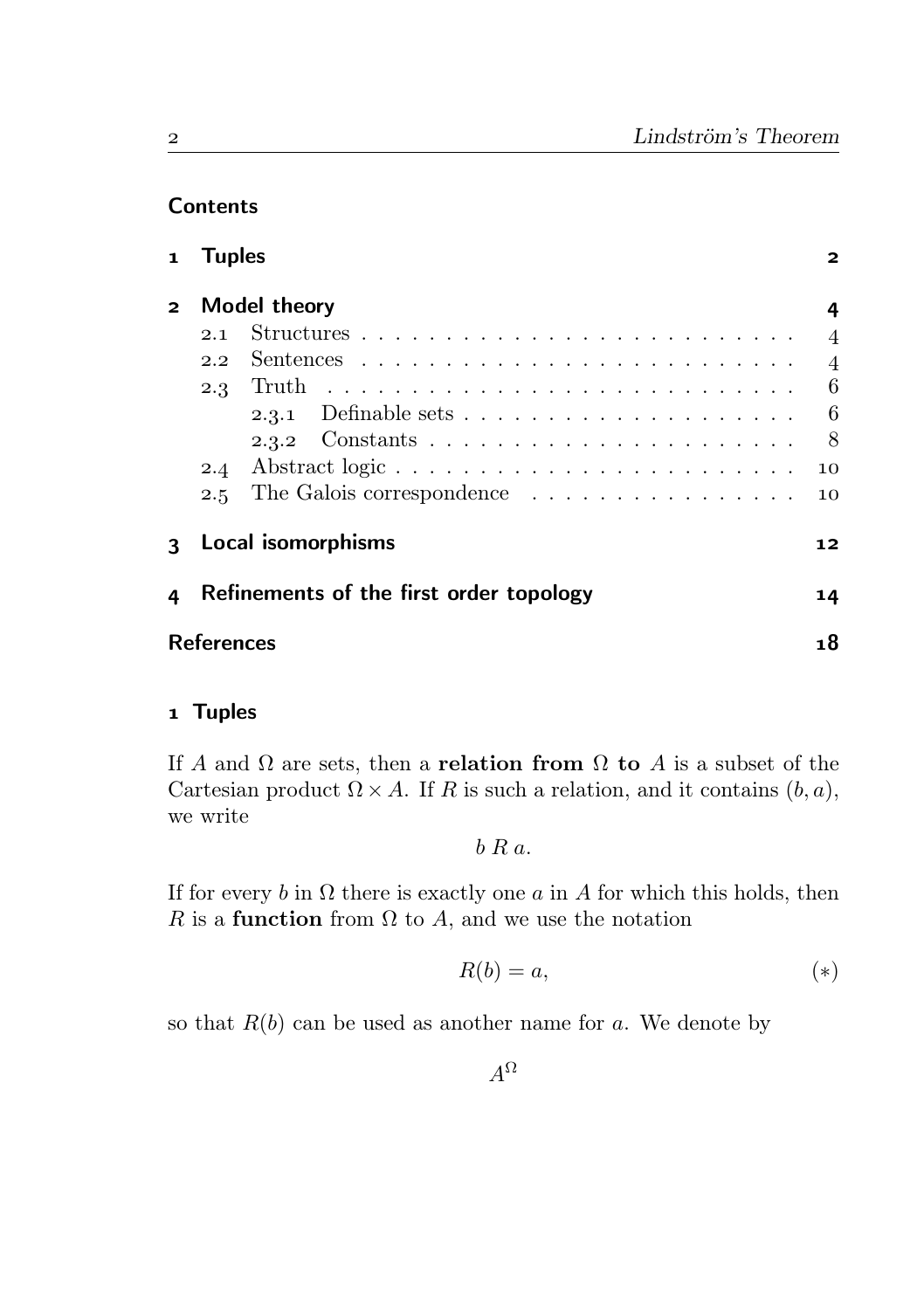## Contents

1 Tuples — 2

2 Model theory — 4
- 2.1 Structures — 4
- 2.2 Sentences — 4
- 2.3 Truth — 6
  - 2.3.1 Definable sets — 6
  - 2.3.2 Constants — 8
- 2.4 Abstract logic — 10
- 2.5 The Galois correspondence — 10

3 Local isomorphisms — 12

4 Refinements of the first order topology — 14

References — 18

## 1 Tuples

If $A$ and $\Omega$ are sets, then a **relation from $\Omega$ to $A$** is a subset of the Cartesian product $\Omega \times A$. If $R$ is such a relation, and it contains $(b, a)$, we write

$$b \mathrel{R} a.$$

If for every $b$ in $\Omega$ there is exactly one $a$ in $A$ for which this holds, then $R$ is a **function** from $\Omega$ to $A$, and we use the notation

$$R(b) = a, \tag{$*$}$$

so that $R(b)$ can be used as another name for $a$. We denote by

$$A^{\Omega}$$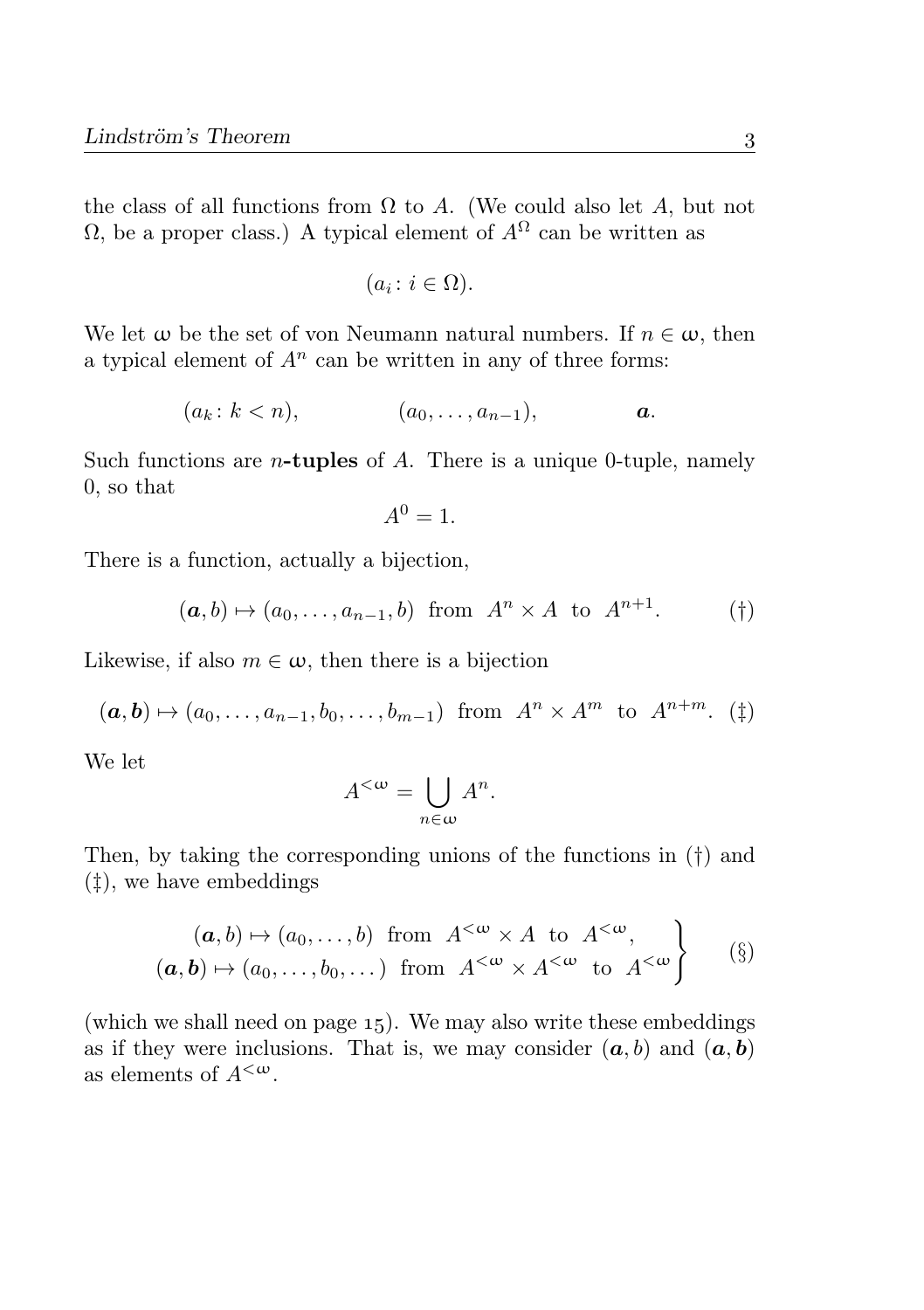the class of all functions from $\Omega$ to $A$. (We could also let $A$, but not $\Omega$, be a proper class.) A typical element of $A^\Omega$ can be written as

$$(a_i : i \in \Omega).$$

We let $\omega$ be the set of von Neumann natural numbers. If $n \in \omega$, then a typical element of $A^n$ can be written in any of three forms:

$$(a_k : k < n), \qquad (a_0, \dots, a_{n-1}), \qquad \boldsymbol{a}.$$

Such functions are **$n$-tuples** of $A$. There is a unique 0-tuple, namely 0, so that

$$A^0 = 1.$$

There is a function, actually a bijection,

$$(\boldsymbol{a}, b) \mapsto (a_0, \dots, a_{n-1}, b) \text{ from } A^n \times A \text{ to } A^{n+1}. \tag{†}$$

Likewise, if also $m \in \omega$, then there is a bijection

$$(\boldsymbol{a}, \boldsymbol{b}) \mapsto (a_0, \dots, a_{n-1}, b_0, \dots, b_{m-1}) \text{ from } A^n \times A^m \text{ to } A^{n+m}. \tag{‡}$$

We let

$$A^{<\omega} = \bigcup_{n \in \omega} A^n.$$

Then, by taking the corresponding unions of the functions in (†) and (‡), we have embeddings

$$\left.\begin{aligned} (\boldsymbol{a}, b) &\mapsto (a_0, \dots, b) \text{ from } A^{<\omega} \times A \text{ to } A^{<\omega}, \\ (\boldsymbol{a}, \boldsymbol{b}) &\mapsto (a_0, \dots, b_0, \dots) \text{ from } A^{<\omega} \times A^{<\omega} \text{ to } A^{<\omega} \end{aligned}\right\} \tag{§}$$

(which we shall need on page 15). We may also write these embeddings as if they were inclusions. That is, we may consider $(\boldsymbol{a}, b)$ and $(\boldsymbol{a}, \boldsymbol{b})$ as elements of $A^{<\omega}$.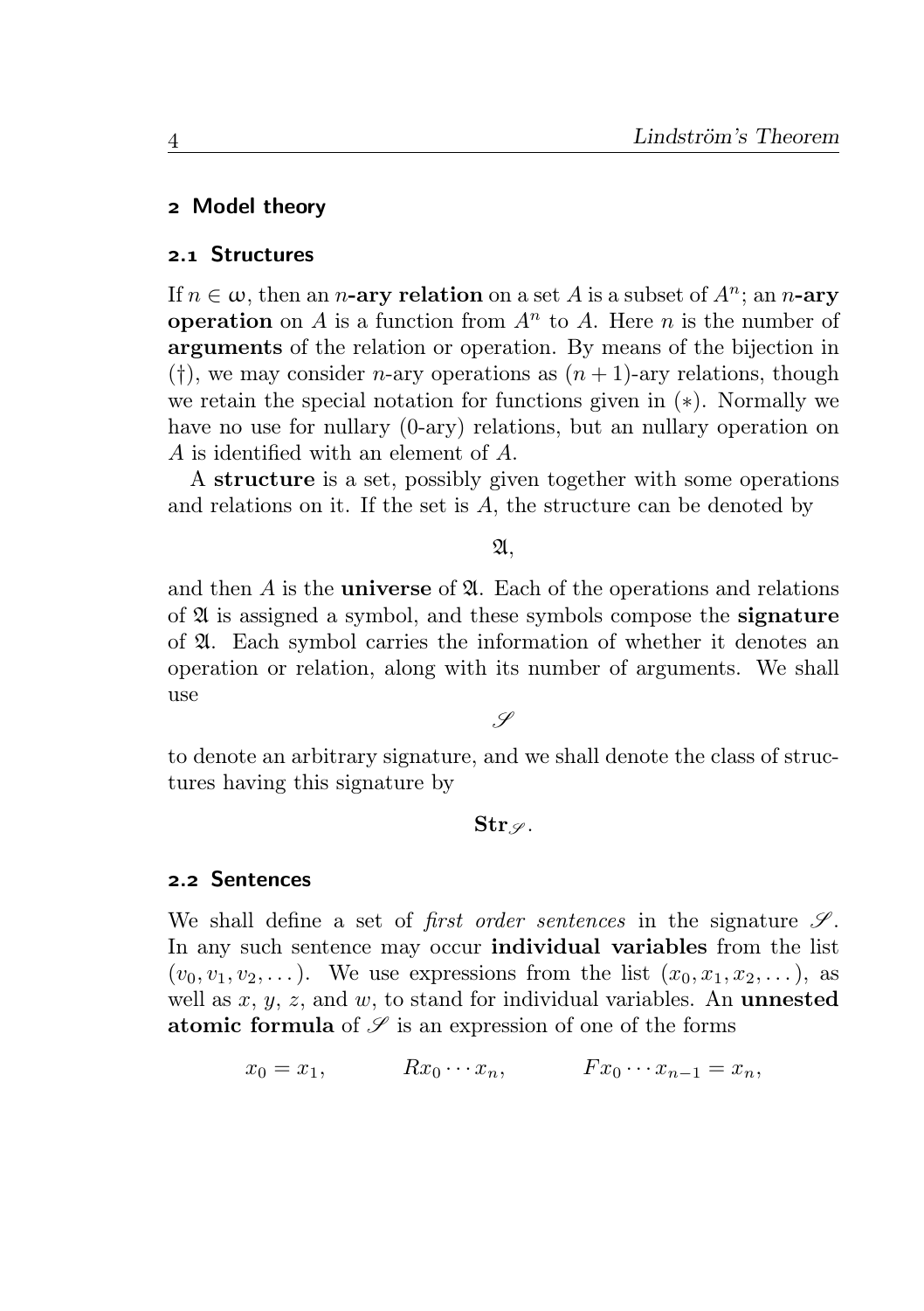## 2 Model theory

### 2.1 Structures

If $n \in \omega$, then an **$n$-ary relation** on a set $A$ is a subset of $A^n$; an **$n$-ary operation** on $A$ is a function from $A^n$ to $A$. Here $n$ is the number of **arguments** of the relation or operation. By means of the bijection in (†), we may consider $n$-ary operations as $(n+1)$-ary relations, though we retain the special notation for functions given in (∗). Normally we have no use for nullary (0-ary) relations, but an nullary operation on $A$ is identified with an element of $A$.

A **structure** is a set, possibly given together with some operations and relations on it. If the set is $A$, the structure can be denoted by

$$\mathfrak{A},$$

and then $A$ is the **universe** of $\mathfrak{A}$. Each of the operations and relations of $\mathfrak{A}$ is assigned a symbol, and these symbols compose the **signature** of $\mathfrak{A}$. Each symbol carries the information of whether it denotes an operation or relation, along with its number of arguments. We shall use

$$\mathscr{S}$$

to denote an arbitrary signature, and we shall denote the class of structures having this signature by

$$\mathbf{Str}_{\mathscr{S}}.$$

### 2.2 Sentences

We shall define a set of *first order sentences* in the signature $\mathscr{S}$. In any such sentence may occur **individual variables** from the list $(v_0, v_1, v_2, \dots)$. We use expressions from the list $(x_0, x_1, x_2, \dots)$, as well as $x$, $y$, $z$, and $w$, to stand for individual variables. An **unnested atomic formula** of $\mathscr{S}$ is an expression of one of the forms

$$x_0 = x_1, \qquad Rx_0 \cdots x_n, \qquad Fx_0 \cdots x_{n-1} = x_n,$$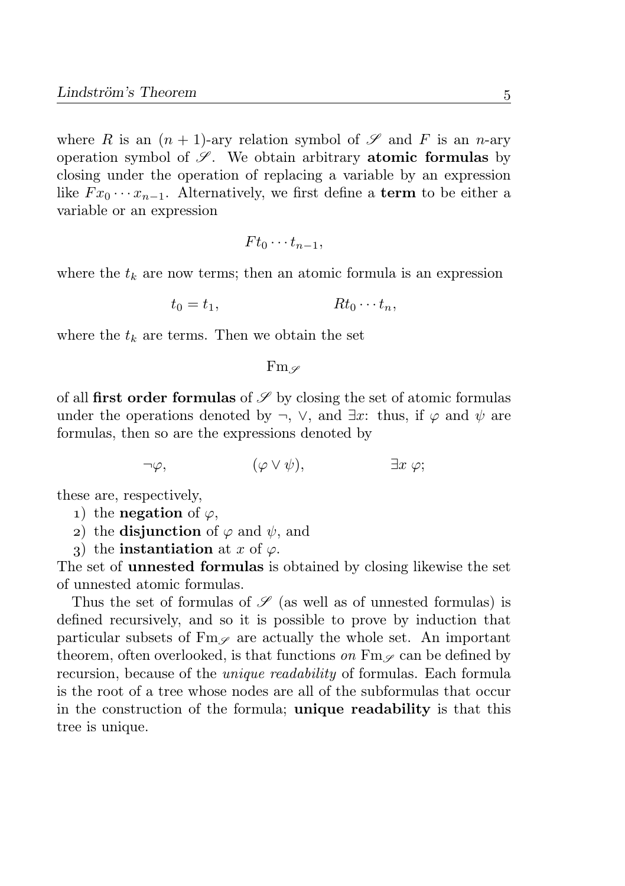where $R$ is an $(n+1)$-ary relation symbol of $\mathscr{S}$ and $F$ is an $n$-ary operation symbol of $\mathscr{S}$. We obtain arbitrary **atomic formulas** by closing under the operation of replacing a variable by an expression like $Fx_0 \cdots x_{n-1}$. Alternatively, we first define a **term** to be either a variable or an expression

$$Ft_0 \cdots t_{n-1},$$

where the $t_k$ are now terms; then an atomic formula is an expression

$$t_0 = t_1, \qquad\qquad Rt_0 \cdots t_n,$$

where the $t_k$ are terms. Then we obtain the set

$$\mathrm{Fm}_{\mathscr{S}}$$

of all **first order formulas** of $\mathscr{S}$ by closing the set of atomic formulas under the operations denoted by $\neg$, $\vee$, and $\exists x$: thus, if $\varphi$ and $\psi$ are formulas, then so are the expressions denoted by

$$\neg\varphi, \qquad\qquad (\varphi \vee \psi), \qquad\qquad \exists x\ \varphi;$$

these are, respectively,

1) the **negation** of $\varphi$,
2) the **disjunction** of $\varphi$ and $\psi$, and
3) the **instantiation** at $x$ of $\varphi$.

The set of **unnested formulas** is obtained by closing likewise the set of unnested atomic formulas.

Thus the set of formulas of $\mathscr{S}$ (as well as of unnested formulas) is defined recursively, and so it is possible to prove by induction that particular subsets of $\mathrm{Fm}_{\mathscr{S}}$ are actually the whole set. An important theorem, often overlooked, is that functions *on* $\mathrm{Fm}_{\mathscr{S}}$ can be defined by recursion, because of the *unique readability* of formulas. Each formula is the root of a tree whose nodes are all of the subformulas that occur in the construction of the formula; **unique readability** is that this tree is unique.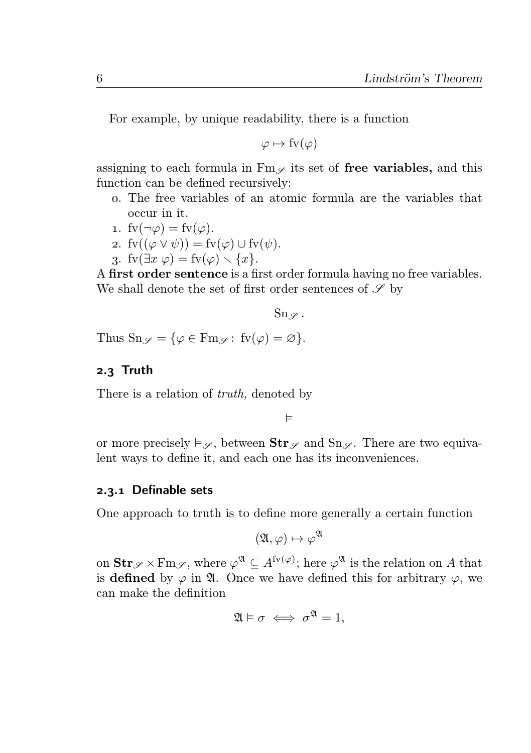For example, by unique readability, there is a function

$$\varphi \mapsto \mathrm{fv}(\varphi)$$

assigning to each formula in $\mathrm{Fm}_{\mathscr{S}}$ its set of **free variables,** and this function can be defined recursively:

0. The free variables of an atomic formula are the variables that occur in it.
1. $\mathrm{fv}(\neg\varphi) = \mathrm{fv}(\varphi)$.
2. $\mathrm{fv}((\varphi \vee \psi)) = \mathrm{fv}(\varphi) \cup \mathrm{fv}(\psi)$.
3. $\mathrm{fv}(\exists x\ \varphi) = \mathrm{fv}(\varphi) \smallsetminus \{x\}$.

A **first order sentence** is a first order formula having no free variables. We shall denote the set of first order sentences of $\mathscr{S}$ by

$$\mathrm{Sn}_{\mathscr{S}}\,.$$

Thus $\mathrm{Sn}_{\mathscr{S}} = \{\varphi \in \mathrm{Fm}_{\mathscr{S}} \colon\ \mathrm{fv}(\varphi) = \varnothing\}$.

### 2.3 Truth

There is a relation of *truth,* denoted by

$$\vDash$$

or more precisely $\vDash_{\mathscr{S}}$, between $\mathbf{Str}_{\mathscr{S}}$ and $\mathrm{Sn}_{\mathscr{S}}$. There are two equivalent ways to define it, and each one has its inconveniences.

#### 2.3.1 Definable sets

One approach to truth is to define more generally a certain function

$$(\mathfrak{A}, \varphi) \mapsto \varphi^{\mathfrak{A}}$$

on $\mathbf{Str}_{\mathscr{S}} \times \mathrm{Fm}_{\mathscr{S}}$, where $\varphi^{\mathfrak{A}} \subseteq A^{\mathrm{fv}(\varphi)}$; here $\varphi^{\mathfrak{A}}$ is the relation on $A$ that is **defined** by $\varphi$ in $\mathfrak{A}$. Once we have defined this for arbitrary $\varphi$, we can make the definition

$$\mathfrak{A} \vDash \sigma \iff \sigma^{\mathfrak{A}} = 1,$$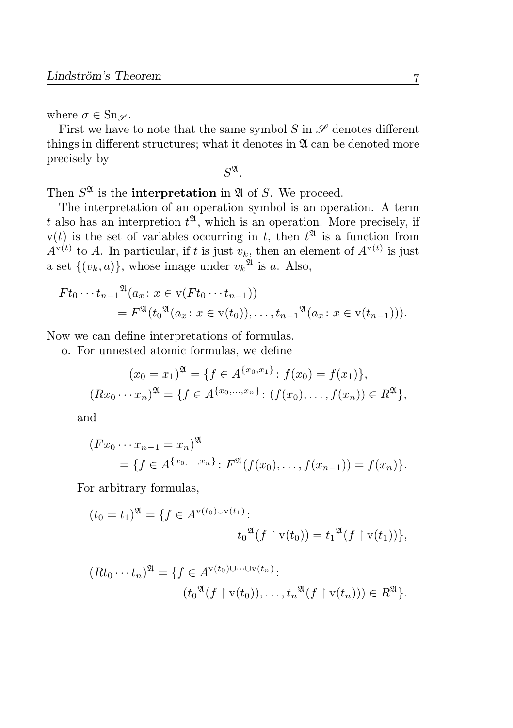where $\sigma \in \mathrm{Sn}_{\mathscr{S}}$.

First we have to note that the same symbol $S$ in $\mathscr{S}$ denotes different things in different structures; what it denotes in $\mathfrak{A}$ can be denoted more precisely by

$$S^{\mathfrak{A}}.$$

Then $S^{\mathfrak{A}}$ is the **interpretation** in $\mathfrak{A}$ of $S$. We proceed.

The interpretation of an operation symbol is an operation. A term $t$ also has an interpretion $t^{\mathfrak{A}}$, which is an operation. More precisely, if $\mathrm{v}(t)$ is the set of variables occurring in $t$, then $t^{\mathfrak{A}}$ is a function from $A^{\mathrm{v}(t)}$ to $A$. In particular, if $t$ is just $v_k$, then an element of $A^{\mathrm{v}(t)}$ is just a set $\{(v_k, a)\}$, whose image under ${v_k}^{\mathfrak{A}}$ is $a$. Also,

$$\begin{aligned}
Ft_0 \cdots {t_{n-1}}^{\mathfrak{A}}&(a_x \colon x \in \mathrm{v}(Ft_0 \cdots t_{n-1})) \\
&= F^{\mathfrak{A}}({t_0}^{\mathfrak{A}}(a_x \colon x \in \mathrm{v}(t_0)), \dots, {t_{n-1}}^{\mathfrak{A}}(a_x \colon x \in \mathrm{v}(t_{n-1}))).
\end{aligned}$$

Now we can define interpretations of formulas.

0. For unnested atomic formulas, we define

$$(x_0 = x_1)^{\mathfrak{A}} = \{f \in A^{\{x_0, x_1\}} \colon f(x_0) = f(x_1)\},$$

$$(Rx_0 \cdots x_n)^{\mathfrak{A}} = \{f \in A^{\{x_0, \dots, x_n\}} \colon (f(x_0), \dots, f(x_n)) \in R^{\mathfrak{A}}\},$$

and

$$\begin{aligned}
(Fx_0 \cdots x_{n-1} &= x_n)^{\mathfrak{A}} \\
&= \{f \in A^{\{x_0, \dots, x_n\}} \colon F^{\mathfrak{A}}(f(x_0), \dots, f(x_{n-1})) = f(x_n)\}.
\end{aligned}$$

For arbitrary formulas,

$$\begin{aligned}
(t_0 = t_1)^{\mathfrak{A}} = \{f \in A^{\mathrm{v}(t_0) \cup \mathrm{v}(t_1)} &\colon \\
&{t_0}^{\mathfrak{A}}(f \upharpoonright \mathrm{v}(t_0)) = {t_1}^{\mathfrak{A}}(f \upharpoonright \mathrm{v}(t_1))\},
\end{aligned}$$

$$\begin{aligned}
(Rt_0 \cdots t_n)^{\mathfrak{A}} = \{f \in A^{\mathrm{v}(t_0) \cup \dots \cup \mathrm{v}(t_n)} &\colon \\
&({t_0}^{\mathfrak{A}}(f \upharpoonright \mathrm{v}(t_0)), \dots, {t_n}^{\mathfrak{A}}(f \upharpoonright \mathrm{v}(t_n))) \in R^{\mathfrak{A}}\}.
\end{aligned}$$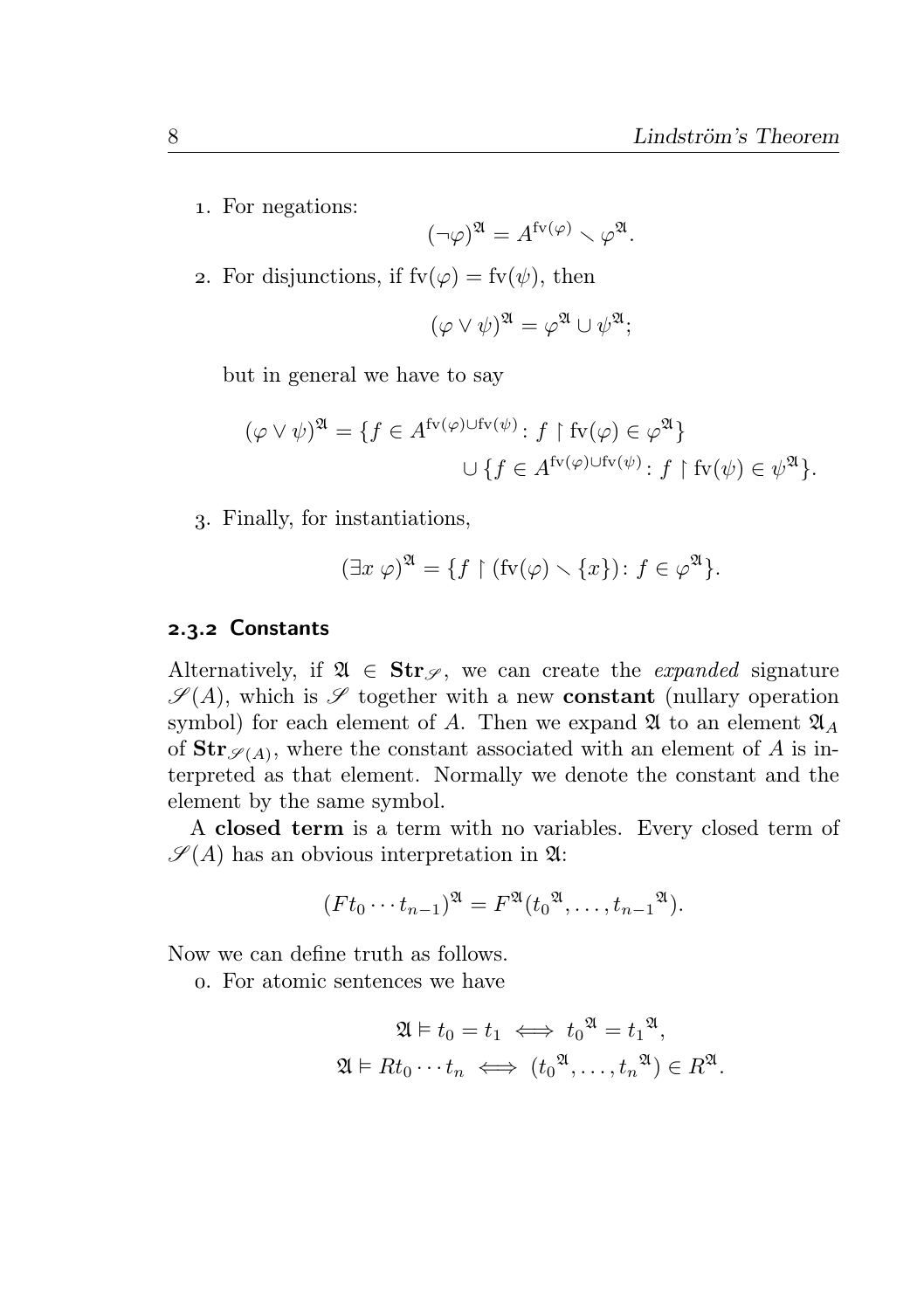1. For negations:

$$(\neg\varphi)^{\mathfrak{A}} = A^{\mathrm{fv}(\varphi)} \smallsetminus \varphi^{\mathfrak{A}}.$$

2. For disjunctions, if $\mathrm{fv}(\varphi) = \mathrm{fv}(\psi)$, then

$$(\varphi \vee \psi)^{\mathfrak{A}} = \varphi^{\mathfrak{A}} \cup \psi^{\mathfrak{A}};$$

but in general we have to say

$$(\varphi \vee \psi)^{\mathfrak{A}} = \{f \in A^{\mathrm{fv}(\varphi)\cup\mathrm{fv}(\psi)} \colon f \restriction \mathrm{fv}(\varphi) \in \varphi^{\mathfrak{A}}\} \\ \cup \{f \in A^{\mathrm{fv}(\varphi)\cup\mathrm{fv}(\psi)} \colon f \restriction \mathrm{fv}(\psi) \in \psi^{\mathfrak{A}}\}.$$

3. Finally, for instantiations,

$$(\exists x\ \varphi)^{\mathfrak{A}} = \{f \restriction (\mathrm{fv}(\varphi) \smallsetminus \{x\}) \colon f \in \varphi^{\mathfrak{A}}\}.$$

### 2.3.2 Constants

Alternatively, if $\mathfrak{A} \in \mathbf{Str}_{\mathscr{S}}$, we can create the *expanded* signature $\mathscr{S}(A)$, which is $\mathscr{S}$ together with a new **constant** (nullary operation symbol) for each element of $A$. Then we expand $\mathfrak{A}$ to an element $\mathfrak{A}_A$ of $\mathbf{Str}_{\mathscr{S}(A)}$, where the constant associated with an element of $A$ is interpreted as that element. Normally we denote the constant and the element by the same symbol.

A **closed term** is a term with no variables. Every closed term of $\mathscr{S}(A)$ has an obvious interpretation in $\mathfrak{A}$:

$$(Ft_0 \cdots t_{n-1})^{\mathfrak{A}} = F^{\mathfrak{A}}({t_0}^{\mathfrak{A}}, \dots, {t_{n-1}}^{\mathfrak{A}}).$$

Now we can define truth as follows.

0. For atomic sentences we have

$$\mathfrak{A} \vDash t_0 = t_1 \iff {t_0}^{\mathfrak{A}} = {t_1}^{\mathfrak{A}},$$
$$\mathfrak{A} \vDash Rt_0 \cdots t_n \iff ({t_0}^{\mathfrak{A}}, \dots, {t_n}^{\mathfrak{A}}) \in R^{\mathfrak{A}}.$$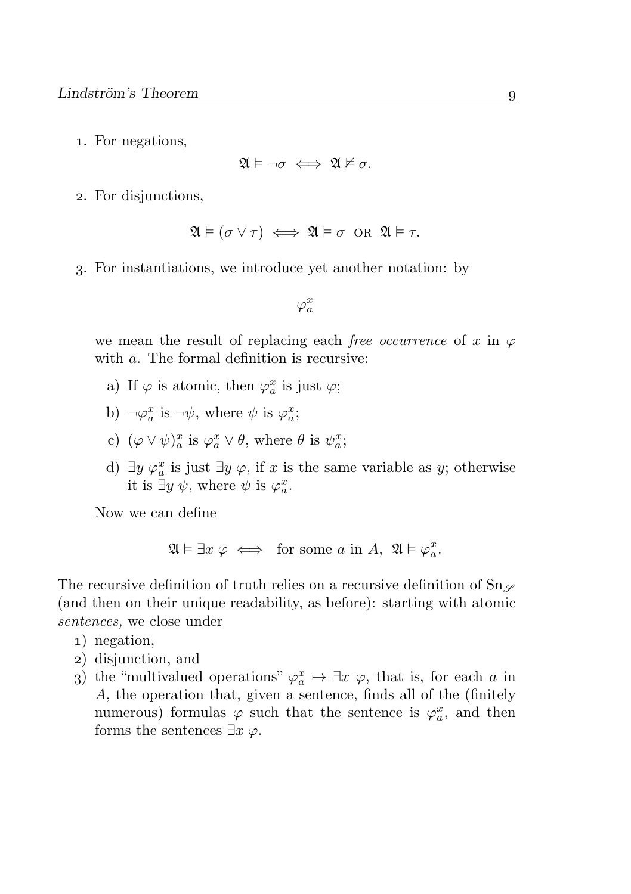1. For negations,

$$\mathfrak{A} \vDash \neg\sigma \iff \mathfrak{A} \nvDash \sigma.$$

2. For disjunctions,

$$\mathfrak{A} \vDash (\sigma \vee \tau) \iff \mathfrak{A} \vDash \sigma \text{ OR } \mathfrak{A} \vDash \tau.$$

3. For instantiations, we introduce yet another notation: by

$$\varphi^x_a$$

we mean the result of replacing each *free occurrence* of $x$ in $\varphi$ with $a$. The formal definition is recursive:

a) If $\varphi$ is atomic, then $\varphi^x_a$ is just $\varphi$;

b) $\neg\varphi^x_a$ is $\neg\psi$, where $\psi$ is $\varphi^x_a$;

c) $(\varphi \vee \psi)^x_a$ is $\varphi^x_a \vee \theta$, where $\theta$ is $\psi^x_a$;

d) $\exists y\ \varphi^x_a$ is just $\exists y\ \varphi$, if $x$ is the same variable as $y$; otherwise it is $\exists y\ \psi$, where $\psi$ is $\varphi^x_a$.

Now we can define

$$\mathfrak{A} \vDash \exists x\ \varphi \iff \text{ for some } a \text{ in } A,\ \mathfrak{A} \vDash \varphi^x_a.$$

The recursive definition of truth relies on a recursive definition of $\mathrm{Sn}_{\mathscr{S}}$ (and then on their unique readability, as before): starting with atomic *sentences,* we close under

1) negation,
2) disjunction, and
3) the "multivalued operations" $\varphi^x_a \mapsto \exists x\ \varphi$, that is, for each $a$ in $A$, the operation that, given a sentence, finds all of the (finitely numerous) formulas $\varphi$ such that the sentence is $\varphi^x_a$, and then forms the sentences $\exists x\ \varphi$.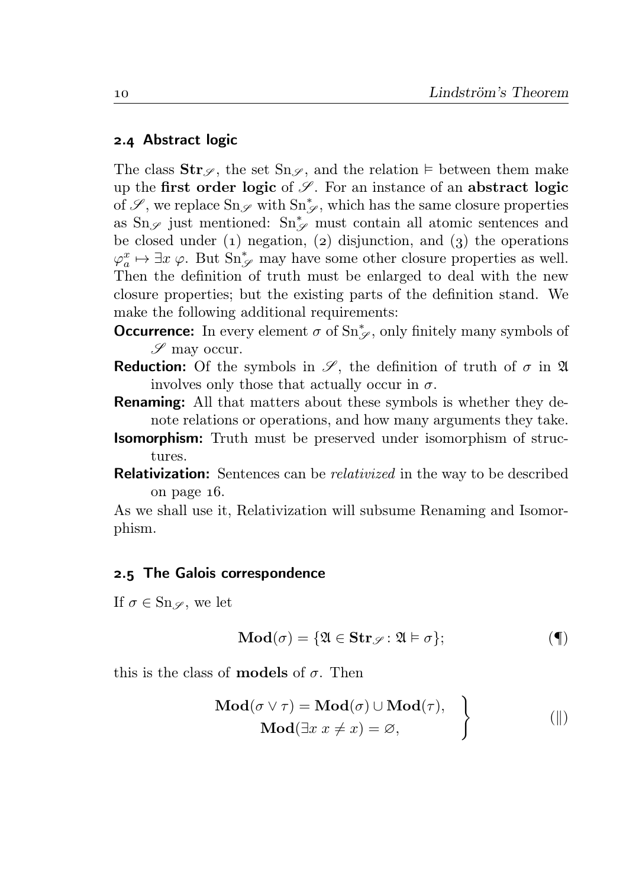## 2.4 Abstract logic

The class $\mathbf{Str}_{\mathscr{S}}$, the set $\mathrm{Sn}_{\mathscr{S}}$, and the relation $\vDash$ between them make up the **first order logic** of $\mathscr{S}$. For an instance of an **abstract logic** of $\mathscr{S}$, we replace $\mathrm{Sn}_{\mathscr{S}}$ with $\mathrm{Sn}^*_{\mathscr{S}}$, which has the same closure properties as $\mathrm{Sn}_{\mathscr{S}}$ just mentioned: $\mathrm{Sn}^*_{\mathscr{S}}$ must contain all atomic sentences and be closed under (1) negation, (2) disjunction, and (3) the operations $\varphi^x_a \mapsto \exists x\ \varphi$. But $\mathrm{Sn}^*_{\mathscr{S}}$ may have some other closure properties as well. Then the definition of truth must be enlarged to deal with the new closure properties; but the existing parts of the definition stand. We make the following additional requirements:

**Occurrence:** In every element $\sigma$ of $\mathrm{Sn}^*_{\mathscr{S}}$, only finitely many symbols of $\mathscr{S}$ may occur.

**Reduction:** Of the symbols in $\mathscr{S}$, the definition of truth of $\sigma$ in $\mathfrak{A}$ involves only those that actually occur in $\sigma$.

**Renaming:** All that matters about these symbols is whether they denote relations or operations, and how many arguments they take.

**Isomorphism:** Truth must be preserved under isomorphism of structures.

**Relativization:** Sentences can be *relativized* in the way to be described on page 16.

As we shall use it, Relativization will subsume Renaming and Isomorphism.

## 2.5 The Galois correspondence

If $\sigma \in \mathrm{Sn}_{\mathscr{S}}$, we let

$$\mathbf{Mod}(\sigma) = \{\mathfrak{A} \in \mathbf{Str}_{\mathscr{S}} : \mathfrak{A} \vDash \sigma\}; \tag{¶}$$

this is the class of **models** of $\sigma$. Then

$$\left.\begin{aligned} \mathbf{Mod}(\sigma \vee \tau) &= \mathbf{Mod}(\sigma) \cup \mathbf{Mod}(\tau), \\ \mathbf{Mod}(\exists x\ x \neq x) &= \varnothing, \end{aligned}\right\} \tag{‖}$$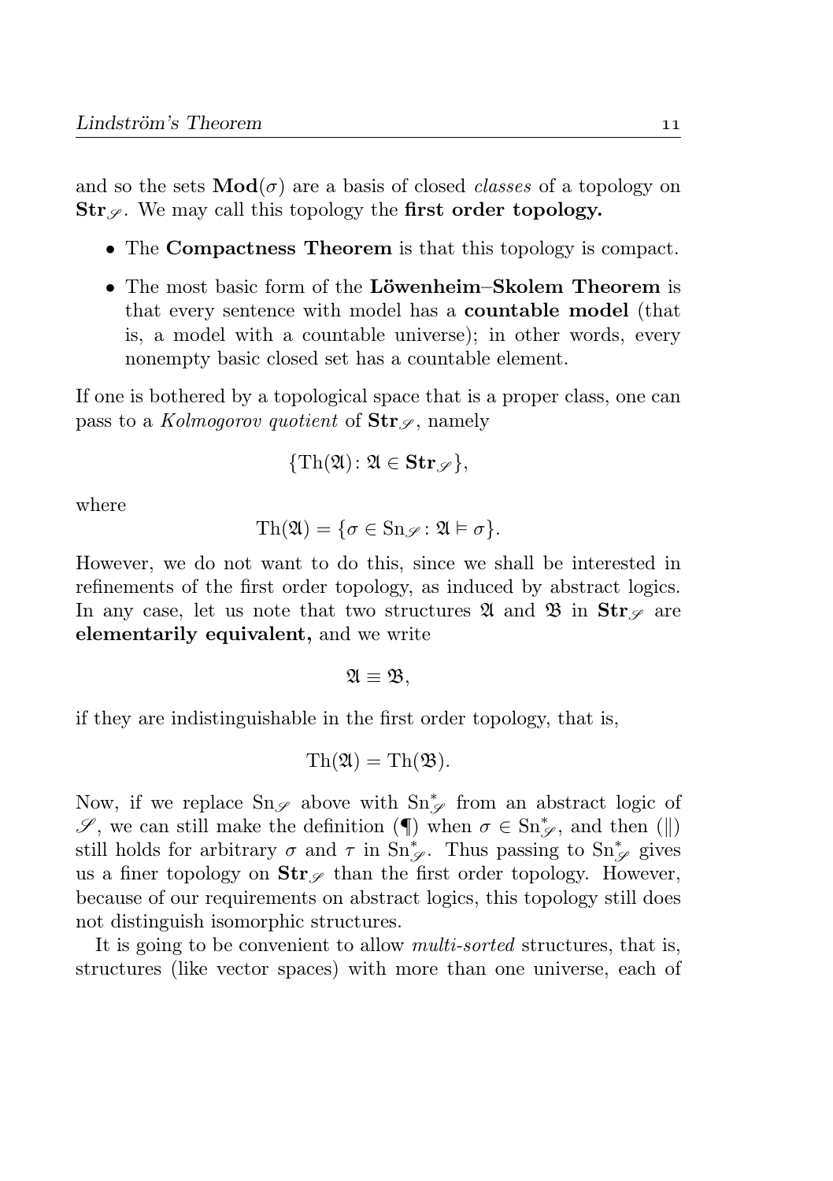and so the sets $\mathbf{Mod}(\sigma)$ are a basis of closed *classes* of a topology on $\mathbf{Str}_{\mathscr{S}}$. We may call this topology the **first order topology.**

- The **Compactness Theorem** is that this topology is compact.
- The most basic form of the **Löwenheim–Skolem Theorem** is that every sentence with model has a **countable model** (that is, a model with a countable universe); in other words, every nonempty basic closed set has a countable element.

If one is bothered by a topological space that is a proper class, one can pass to a *Kolmogorov quotient* of $\mathbf{Str}_{\mathscr{S}}$, namely

$$\{\mathrm{Th}(\mathfrak{A})\colon \mathfrak{A} \in \mathbf{Str}_{\mathscr{S}}\},$$

where

$$\mathrm{Th}(\mathfrak{A}) = \{\sigma \in \mathrm{Sn}_{\mathscr{S}} \colon \mathfrak{A} \vDash \sigma\}.$$

However, we do not want to do this, since we shall be interested in refinements of the first order topology, as induced by abstract logics. In any case, let us note that two structures $\mathfrak{A}$ and $\mathfrak{B}$ in $\mathbf{Str}_{\mathscr{S}}$ are **elementarily equivalent,** and we write

$$\mathfrak{A} \equiv \mathfrak{B},$$

if they are indistinguishable in the first order topology, that is,

$$\mathrm{Th}(\mathfrak{A}) = \mathrm{Th}(\mathfrak{B}).$$

Now, if we replace $\mathrm{Sn}_{\mathscr{S}}$ above with $\mathrm{Sn}^*_{\mathscr{S}}$ from an abstract logic of $\mathscr{S}$, we can still make the definition (¶) when $\sigma \in \mathrm{Sn}^*_{\mathscr{S}}$, and then (‖) still holds for arbitrary $\sigma$ and $\tau$ in $\mathrm{Sn}^*_{\mathscr{S}}$. Thus passing to $\mathrm{Sn}^*_{\mathscr{S}}$ gives us a finer topology on $\mathbf{Str}_{\mathscr{S}}$ than the first order topology. However, because of our requirements on abstract logics, this topology still does not distinguish isomorphic structures.

It is going to be convenient to allow *multi-sorted* structures, that is, structures (like vector spaces) with more than one universe, each of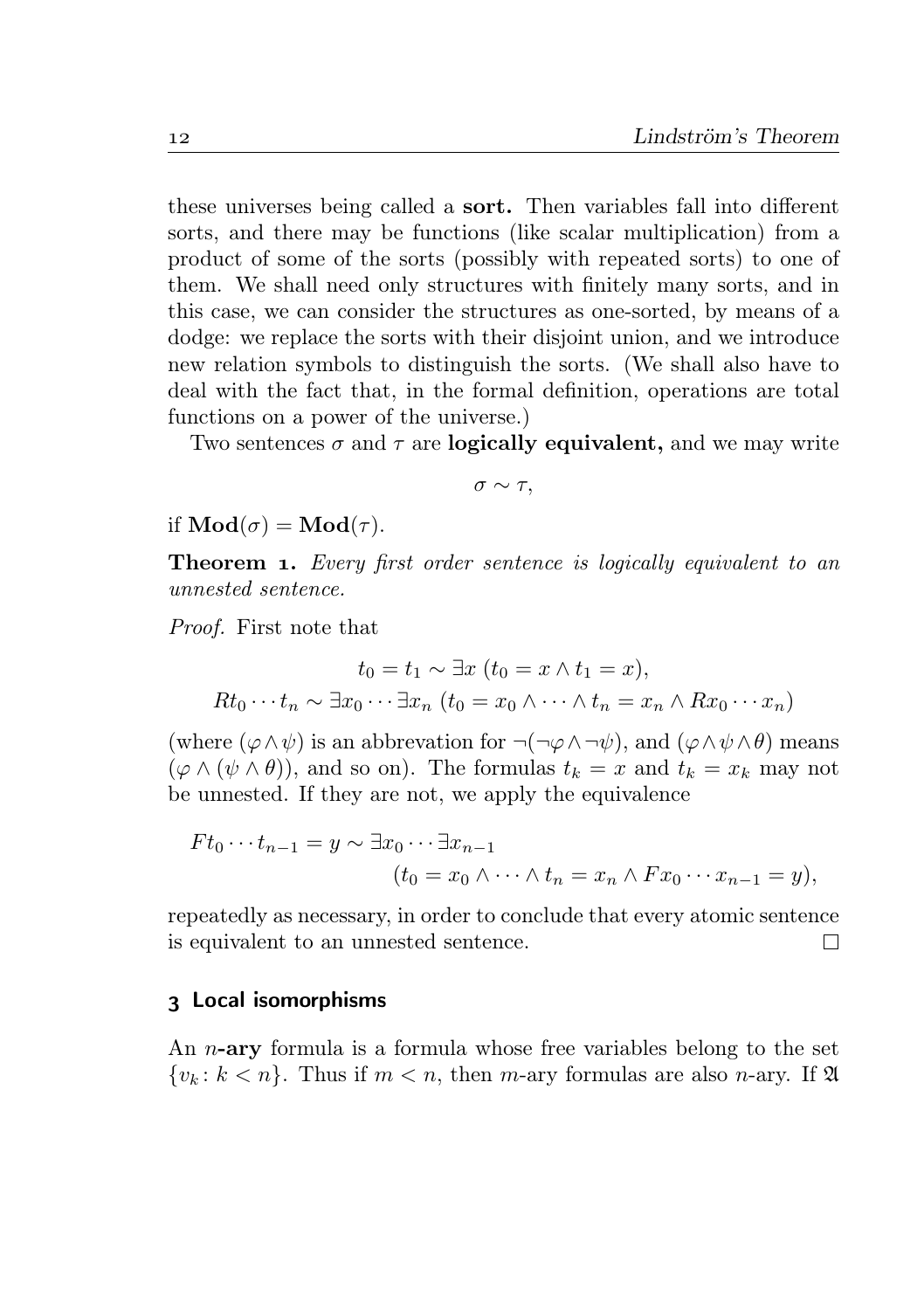these universes being called a **sort.** Then variables fall into different sorts, and there may be functions (like scalar multiplication) from a product of some of the sorts (possibly with repeated sorts) to one of them. We shall need only structures with finitely many sorts, and in this case, we can consider the structures as one-sorted, by means of a dodge: we replace the sorts with their disjoint union, and we introduce new relation symbols to distinguish the sorts. (We shall also have to deal with the fact that, in the formal definition, operations are total functions on a power of the universe.)

Two sentences $\sigma$ and $\tau$ are **logically equivalent,** and we may write

$$\sigma \sim \tau,$$

if $\mathbf{Mod}(\sigma) = \mathbf{Mod}(\tau)$.

**Theorem 1.** *Every first order sentence is logically equivalent to an unnested sentence.*

*Proof.* First note that

$$t_0 = t_1 \sim \exists x \; (t_0 = x \wedge t_1 = x),$$
$$Rt_0 \cdots t_n \sim \exists x_0 \cdots \exists x_n \; (t_0 = x_0 \wedge \cdots \wedge t_n = x_n \wedge Rx_0 \cdots x_n)$$

(where $(\varphi \wedge \psi)$ is an abbrevation for $\neg(\neg\varphi \wedge \neg\psi)$, and $(\varphi \wedge \psi \wedge \theta)$ means $(\varphi \wedge (\psi \wedge \theta))$, and so on). The formulas $t_k = x$ and $t_k = x_k$ may not be unnested. If they are not, we apply the equivalence

$$Ft_0 \cdots t_{n-1} = y \sim \exists x_0 \cdots \exists x_{n-1} \; (t_0 = x_0 \wedge \cdots \wedge t_n = x_n \wedge Fx_0 \cdots x_{n-1} = y),$$

repeatedly as necessary, in order to conclude that every atomic sentence is equivalent to an unnested sentence. □

## 3 Local isomorphisms

An $n$**-ary** formula is a formula whose free variables belong to the set $\{v_k : k < n\}$. Thus if $m < n$, then $m$-ary formulas are also $n$-ary. If $\mathfrak{A}$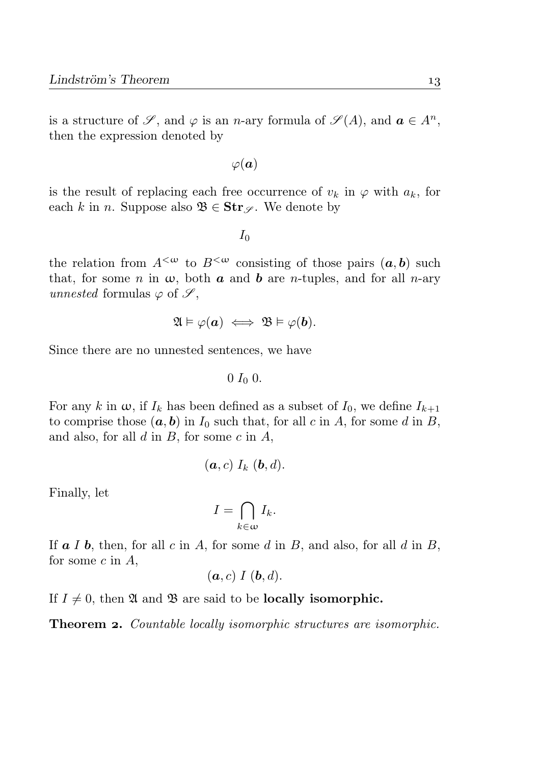is a structure of $\mathscr{S}$, and $\varphi$ is an $n$-ary formula of $\mathscr{S}(A)$, and $\boldsymbol{a} \in A^n$, then the expression denoted by

$$\varphi(\boldsymbol{a})$$

is the result of replacing each free occurrence of $v_k$ in $\varphi$ with $a_k$, for each $k$ in $n$. Suppose also $\mathfrak{B} \in \mathbf{Str}_{\mathscr{S}}$. We denote by

$$I_0$$

the relation from $A^{<\omega}$ to $B^{<\omega}$ consisting of those pairs $(\boldsymbol{a}, \boldsymbol{b})$ such that, for some $n$ in $\omega$, both $\boldsymbol{a}$ and $\boldsymbol{b}$ are $n$-tuples, and for all $n$-ary *unnested* formulas $\varphi$ of $\mathscr{S}$,

$$\mathfrak{A} \vDash \varphi(\boldsymbol{a}) \iff \mathfrak{B} \vDash \varphi(\boldsymbol{b}).$$

Since there are no unnested sentences, we have

$$0 \; I_0 \; 0.$$

For any $k$ in $\omega$, if $I_k$ has been defined as a subset of $I_0$, we define $I_{k+1}$ to comprise those $(\boldsymbol{a}, \boldsymbol{b})$ in $I_0$ such that, for all $c$ in $A$, for some $d$ in $B$, and also, for all $d$ in $B$, for some $c$ in $A$,

$$(\boldsymbol{a}, c) \; I_k \; (\boldsymbol{b}, d).$$

Finally, let

$$I = \bigcap_{k \in \omega} I_k.$$

If $\boldsymbol{a} \; I \; \boldsymbol{b}$, then, for all $c$ in $A$, for some $d$ in $B$, and also, for all $d$ in $B$, for some $c$ in $A$,

$$(\boldsymbol{a}, c) \; I \; (\boldsymbol{b}, d).$$

If $I \neq 0$, then $\mathfrak{A}$ and $\mathfrak{B}$ are said to be **locally isomorphic.**

**Theorem 2.** *Countable locally isomorphic structures are isomorphic.*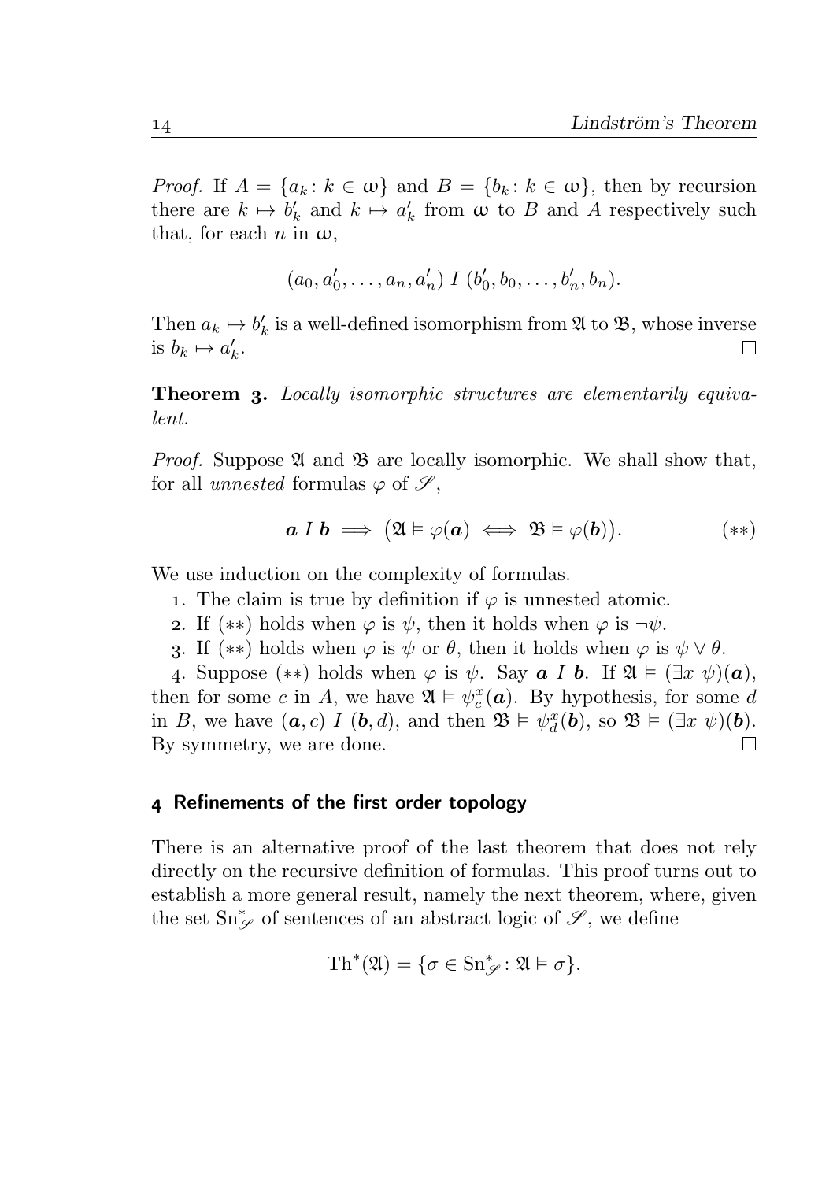*Proof.* If $A = \{a_k : k \in \omega\}$ and $B = \{b_k : k \in \omega\}$, then by recursion there are $k \mapsto b'_k$ and $k \mapsto a'_k$ from $\omega$ to $B$ and $A$ respectively such that, for each $n$ in $\omega$,

$$(a_0, a'_0, \dots, a_n, a'_n)\ I\ (b'_0, b_0, \dots, b'_n, b_n).$$

Then $a_k \mapsto b'_k$ is a well-defined isomorphism from $\mathfrak{A}$ to $\mathfrak{B}$, whose inverse is $b_k \mapsto a'_k$. □

**Theorem 3.** *Locally isomorphic structures are elementarily equivalent.*

*Proof.* Suppose $\mathfrak{A}$ and $\mathfrak{B}$ are locally isomorphic. We shall show that, for all *unnested* formulas $\varphi$ of $\mathscr{S}$,

$$\boldsymbol{a}\ I\ \boldsymbol{b} \implies \bigl(\mathfrak{A} \vDash \varphi(\boldsymbol{a}) \iff \mathfrak{B} \vDash \varphi(\boldsymbol{b})\bigr). \qquad (**)$$

We use induction on the complexity of formulas.

1. The claim is true by definition if $\varphi$ is unnested atomic.

2. If $(**)$ holds when $\varphi$ is $\psi$, then it holds when $\varphi$ is $\neg\psi$.

3. If $(**)$ holds when $\varphi$ is $\psi$ or $\theta$, then it holds when $\varphi$ is $\psi \vee \theta$.

4. Suppose $(**)$ holds when $\varphi$ is $\psi$. Say $\boldsymbol{a}\ I\ \boldsymbol{b}$. If $\mathfrak{A} \vDash (\exists x\ \psi)(\boldsymbol{a})$, then for some $c$ in $A$, we have $\mathfrak{A} \vDash \psi^x_c(\boldsymbol{a})$. By hypothesis, for some $d$ in $B$, we have $(\boldsymbol{a}, c)\ I\ (\boldsymbol{b}, d)$, and then $\mathfrak{B} \vDash \psi^x_d(\boldsymbol{b})$, so $\mathfrak{B} \vDash (\exists x\ \psi)(\boldsymbol{b})$. By symmetry, we are done. □

## 4 Refinements of the first order topology

There is an alternative proof of the last theorem that does not rely directly on the recursive definition of formulas. This proof turns out to establish a more general result, namely the next theorem, where, given the set $\mathrm{Sn}^*_{\mathscr{S}}$ of sentences of an abstract logic of $\mathscr{S}$, we define

$$\mathrm{Th}^*(\mathfrak{A}) = \{\sigma \in \mathrm{Sn}^*_{\mathscr{S}} : \mathfrak{A} \vDash \sigma\}.$$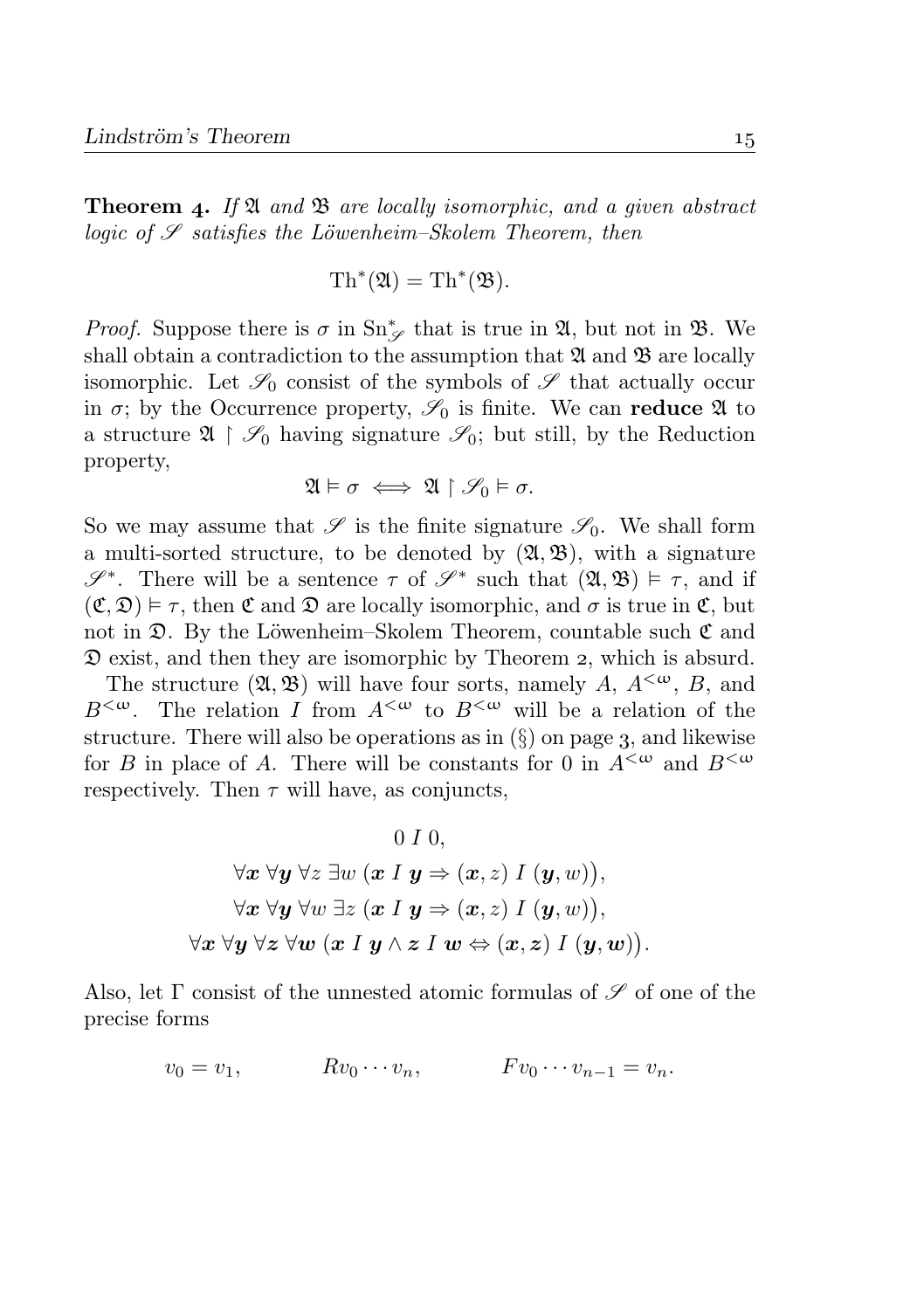**Theorem 4.** *If $\mathfrak{A}$ and $\mathfrak{B}$ are locally isomorphic, and a given abstract logic of $\mathscr{S}$ satisfies the Löwenheim–Skolem Theorem, then*

$$\mathrm{Th}^*(\mathfrak{A}) = \mathrm{Th}^*(\mathfrak{B}).$$

*Proof.* Suppose there is $\sigma$ in $\mathrm{Sn}^*_{\mathscr{S}}$ that is true in $\mathfrak{A}$, but not in $\mathfrak{B}$. We shall obtain a contradiction to the assumption that $\mathfrak{A}$ and $\mathfrak{B}$ are locally isomorphic. Let $\mathscr{S}_0$ consist of the symbols of $\mathscr{S}$ that actually occur in $\sigma$; by the Occurrence property, $\mathscr{S}_0$ is finite. We can **reduce** $\mathfrak{A}$ to a structure $\mathfrak{A} \upharpoonright \mathscr{S}_0$ having signature $\mathscr{S}_0$; but still, by the Reduction property,

$$\mathfrak{A} \vDash \sigma \iff \mathfrak{A} \upharpoonright \mathscr{S}_0 \vDash \sigma.$$

So we may assume that $\mathscr{S}$ is the finite signature $\mathscr{S}_0$. We shall form a multi-sorted structure, to be denoted by $(\mathfrak{A}, \mathfrak{B})$, with a signature $\mathscr{S}^*$. There will be a sentence $\tau$ of $\mathscr{S}^*$ such that $(\mathfrak{A}, \mathfrak{B}) \vDash \tau$, and if $(\mathfrak{C}, \mathfrak{D}) \vDash \tau$, then $\mathfrak{C}$ and $\mathfrak{D}$ are locally isomorphic, and $\sigma$ is true in $\mathfrak{C}$, but not in $\mathfrak{D}$. By the Löwenheim–Skolem Theorem, countable such $\mathfrak{C}$ and $\mathfrak{D}$ exist, and then they are isomorphic by Theorem 2, which is absurd.

The structure $(\mathfrak{A}, \mathfrak{B})$ will have four sorts, namely $A$, $A^{<\omega}$, $B$, and $B^{<\omega}$. The relation $I$ from $A^{<\omega}$ to $B^{<\omega}$ will be a relation of the structure. There will also be operations as in (§) on page 3, and likewise for $B$ in place of $A$. There will be constants for 0 in $A^{<\omega}$ and $B^{<\omega}$ respectively. Then $\tau$ will have, as conjuncts,

$$0 \; I \; 0,$$

$$\forall \boldsymbol{x} \; \forall \boldsymbol{y} \; \forall z \; \exists w \; \big(\boldsymbol{x} \; I \; \boldsymbol{y} \Rightarrow (\boldsymbol{x}, z) \; I \; (\boldsymbol{y}, w)\big),$$

$$\forall \boldsymbol{x} \; \forall \boldsymbol{y} \; \forall w \; \exists z \; \big(\boldsymbol{x} \; I \; \boldsymbol{y} \Rightarrow (\boldsymbol{x}, z) \; I \; (\boldsymbol{y}, w)\big),$$

$$\forall \boldsymbol{x} \; \forall \boldsymbol{y} \; \forall \boldsymbol{z} \; \forall \boldsymbol{w} \; \big(\boldsymbol{x} \; I \; \boldsymbol{y} \land \boldsymbol{z} \; I \; \boldsymbol{w} \Leftrightarrow (\boldsymbol{x}, \boldsymbol{z}) \; I \; (\boldsymbol{y}, \boldsymbol{w})\big).$$

Also, let $\Gamma$ consist of the unnested atomic formulas of $\mathscr{S}$ of one of the precise forms

$$v_0 = v_1, \qquad R v_0 \cdots v_n, \qquad F v_0 \cdots v_{n-1} = v_n.$$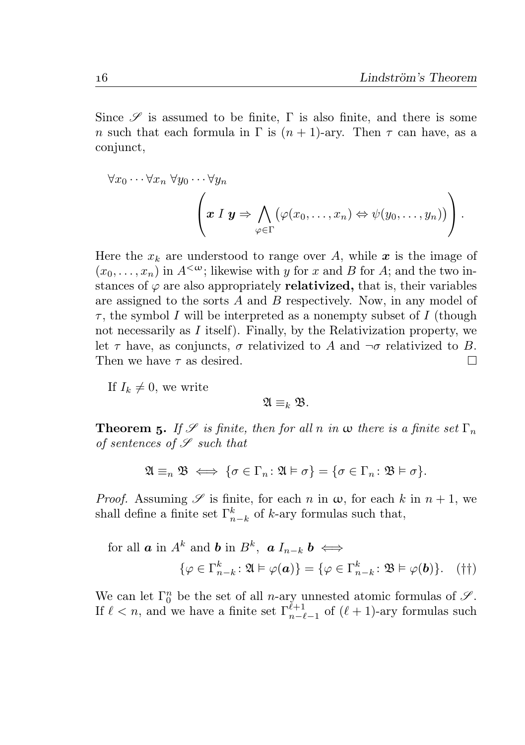Since $\mathscr{S}$ is assumed to be finite, $\Gamma$ is also finite, and there is some $n$ such that each formula in $\Gamma$ is $(n+1)$-ary. Then $\tau$ can have, as a conjunct,

$$\forall x_0 \cdots \forall x_n \; \forall y_0 \cdots \forall y_n \left( \boldsymbol{x} \; I \; \boldsymbol{y} \Rightarrow \bigwedge_{\varphi \in \Gamma} \bigl( \varphi(x_0, \dots, x_n) \Leftrightarrow \psi(y_0, \dots, y_n) \bigr) \right).$$

Here the $x_k$ are understood to range over $A$, while $\boldsymbol{x}$ is the image of $(x_0, \dots, x_n)$ in $A^{<\omega}$; likewise with $y$ for $x$ and $B$ for $A$; and the two instances of $\varphi$ are also appropriately **relativized,** that is, their variables are assigned to the sorts $A$ and $B$ respectively. Now, in any model of $\tau$, the symbol $I$ will be interpreted as a nonempty subset of $I$ (though not necessarily as $I$ itself). Finally, by the Relativization property, we let $\tau$ have, as conjuncts, $\sigma$ relativized to $A$ and $\neg\sigma$ relativized to $B$. Then we have $\tau$ as desired. □

If $I_k \neq 0$, we write

$$\mathfrak{A} \equiv_k \mathfrak{B}.$$

**Theorem 5.** *If $\mathscr{S}$ is finite, then for all $n$ in $\omega$ there is a finite set $\Gamma_n$ of sentences of $\mathscr{S}$ such that*

$$\mathfrak{A} \equiv_n \mathfrak{B} \iff \{\sigma \in \Gamma_n : \mathfrak{A} \vDash \sigma\} = \{\sigma \in \Gamma_n : \mathfrak{B} \vDash \sigma\}.$$

*Proof.* Assuming $\mathscr{S}$ is finite, for each $n$ in $\omega$, for each $k$ in $n+1$, we shall define a finite set $\Gamma^k_{n-k}$ of $k$-ary formulas such that,

$$\text{for all } \boldsymbol{a} \text{ in } A^k \text{ and } \boldsymbol{b} \text{ in } B^k,\; \boldsymbol{a} \; I_{n-k} \; \boldsymbol{b} \iff \{\varphi \in \Gamma^k_{n-k} : \mathfrak{A} \vDash \varphi(\boldsymbol{a})\} = \{\varphi \in \Gamma^k_{n-k} : \mathfrak{B} \vDash \varphi(\boldsymbol{b})\}. \quad (\dagger\dagger)$$

We can let $\Gamma^n_0$ be the set of all $n$-ary unnested atomic formulas of $\mathscr{S}$. If $\ell < n$, and we have a finite set $\Gamma^{\ell+1}_{n-\ell-1}$ of $(\ell+1)$-ary formulas such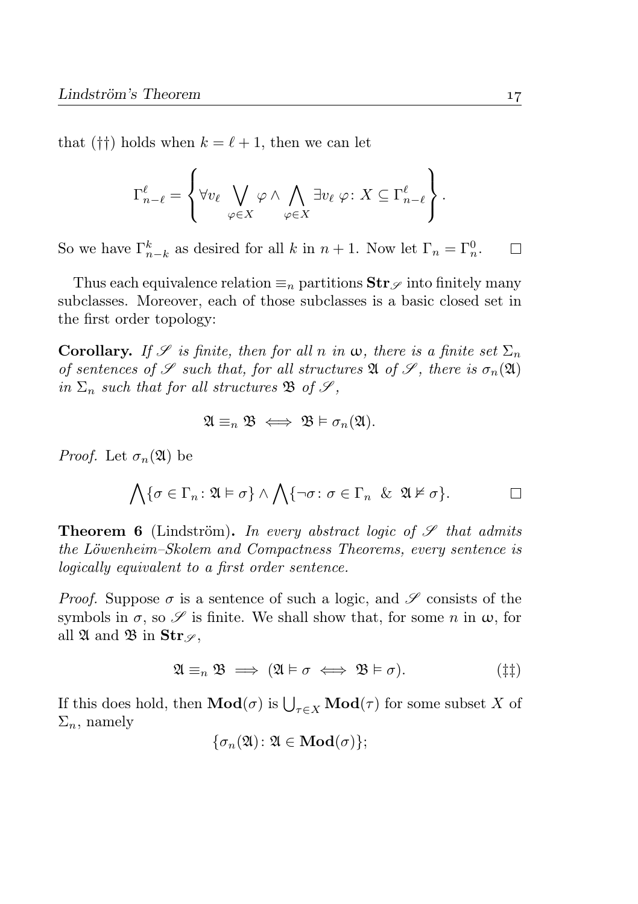that (††) holds when $k = \ell + 1$, then we can let

$$\Gamma^{\ell}_{n-\ell} = \left\{ \forall v_\ell \bigvee_{\varphi \in X} \varphi \wedge \bigwedge_{\varphi \in X} \exists v_\ell\, \varphi \colon X \subseteq \Gamma^{\ell}_{n-\ell} \right\}.$$

So we have $\Gamma^k_{n-k}$ as desired for all $k$ in $n+1$. Now let $\Gamma_n = \Gamma^0_n$. $\square$

Thus each equivalence relation $\equiv_n$ partitions $\mathbf{Str}_{\mathscr{S}}$ into finitely many subclasses. Moreover, each of those subclasses is a basic closed set in the first order topology:

**Corollary.** *If $\mathscr{S}$ is finite, then for all $n$ in $\omega$, there is a finite set $\Sigma_n$ of sentences of $\mathscr{S}$ such that, for all structures $\mathfrak{A}$ of $\mathscr{S}$, there is $\sigma_n(\mathfrak{A})$ in $\Sigma_n$ such that for all structures $\mathfrak{B}$ of $\mathscr{S}$,*

$$\mathfrak{A} \equiv_n \mathfrak{B} \iff \mathfrak{B} \vDash \sigma_n(\mathfrak{A}).$$

*Proof.* Let $\sigma_n(\mathfrak{A})$ be

$$\bigwedge\{\sigma \in \Gamma_n \colon \mathfrak{A} \vDash \sigma\} \wedge \bigwedge\{\neg\sigma \colon \sigma \in \Gamma_n \;\;\&\;\; \mathfrak{A} \nvDash \sigma\}. \qquad \square$$

**Theorem 6** (Lindström)**.** *In every abstract logic of $\mathscr{S}$ that admits the Löwenheim–Skolem and Compactness Theorems, every sentence is logically equivalent to a first order sentence.*

*Proof.* Suppose $\sigma$ is a sentence of such a logic, and $\mathscr{S}$ consists of the symbols in $\sigma$, so $\mathscr{S}$ is finite. We shall show that, for some $n$ in $\omega$, for all $\mathfrak{A}$ and $\mathfrak{B}$ in $\mathbf{Str}_{\mathscr{S}}$,

$$\mathfrak{A} \equiv_n \mathfrak{B} \implies (\mathfrak{A} \vDash \sigma \iff \mathfrak{B} \vDash \sigma). \tag{‡‡}$$

If this does hold, then $\mathbf{Mod}(\sigma)$ is $\bigcup_{\tau \in X} \mathbf{Mod}(\tau)$ for some subset $X$ of $\Sigma_n$, namely

$$\{\sigma_n(\mathfrak{A}) \colon \mathfrak{A} \in \mathbf{Mod}(\sigma)\};$$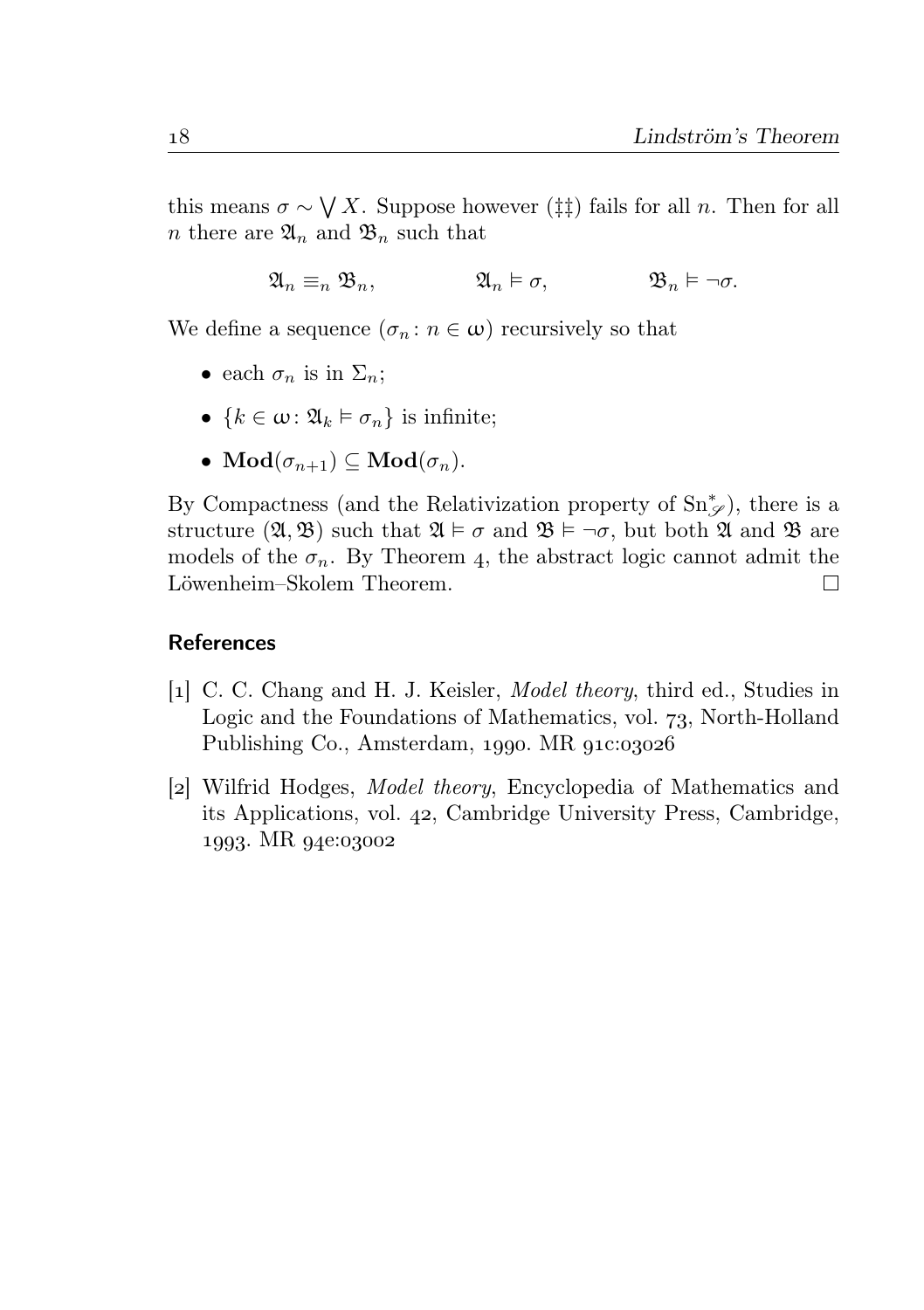this means $\sigma \sim \bigvee X$. Suppose however (‡‡) fails for all $n$. Then for all $n$ there are $\mathfrak{A}_n$ and $\mathfrak{B}_n$ such that

$$\mathfrak{A}_n \equiv_n \mathfrak{B}_n, \qquad \mathfrak{A}_n \vDash \sigma, \qquad \mathfrak{B}_n \vDash \neg\sigma.$$

We define a sequence $(\sigma_n : n \in \omega)$ recursively so that

- each $\sigma_n$ is in $\Sigma_n$;
- $\{k \in \omega : \mathfrak{A}_k \vDash \sigma_n\}$ is infinite;
- $\mathbf{Mod}(\sigma_{n+1}) \subseteq \mathbf{Mod}(\sigma_n)$.

By Compactness (and the Relativization property of $\mathrm{Sn}^*_{\mathscr{S}}$), there is a structure $(\mathfrak{A}, \mathfrak{B})$ such that $\mathfrak{A} \vDash \sigma$ and $\mathfrak{B} \vDash \neg\sigma$, but both $\mathfrak{A}$ and $\mathfrak{B}$ are models of the $\sigma_n$. By Theorem 4, the abstract logic cannot admit the Löwenheim–Skolem Theorem. □

## References

[1] C. C. Chang and H. J. Keisler, *Model theory*, third ed., Studies in Logic and the Foundations of Mathematics, vol. 73, North-Holland Publishing Co., Amsterdam, 1990. MR 91c:03026

[2] Wilfrid Hodges, *Model theory*, Encyclopedia of Mathematics and its Applications, vol. 42, Cambridge University Press, Cambridge, 1993. MR 94e:03002